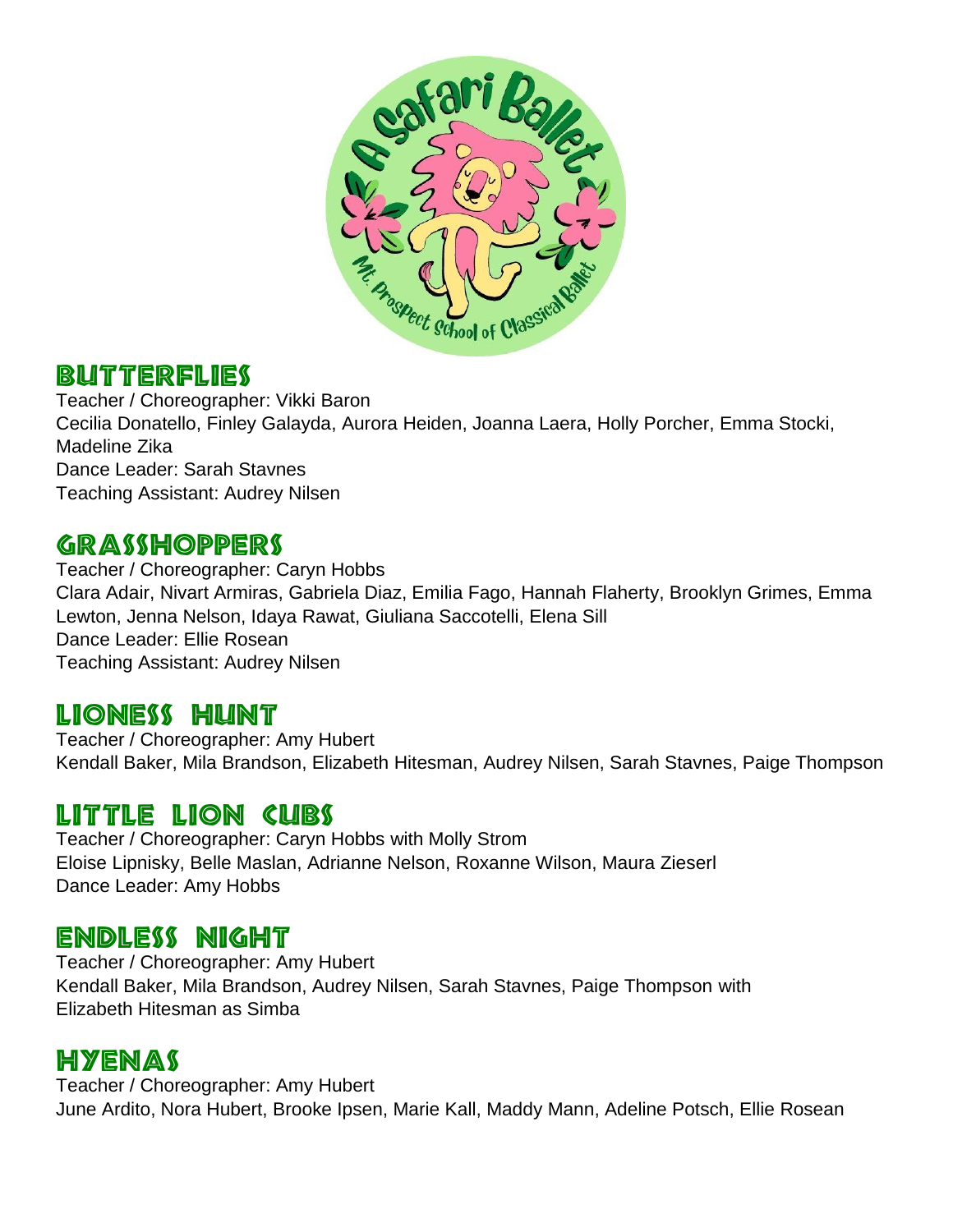## Butterflies

Teacher / Choreographer: Vikki Baron
Cecilia Donatello, Finley Galayda, Aurora Heiden, Joanna Laera, Holly Porcher, Emma Stocki, Madeline Zika
Dance Leader: Sarah Stavnes
Teaching Assistant: Audrey Nilsen

## Grasshoppers

Teacher / Choreographer: Caryn Hobbs
Clara Adair, Nivart Armiras, Gabriela Diaz, Emilia Fago, Hannah Flaherty, Brooklyn Grimes, Emma Lewton, Jenna Nelson, Idaya Rawat, Giuliana Saccotelli, Elena Sill
Dance Leader: Ellie Rosean
Teaching Assistant: Audrey Nilsen

## Lioness Hunt

Teacher / Choreographer: Amy Hubert
Kendall Baker, Mila Brandson, Elizabeth Hitesman, Audrey Nilsen, Sarah Stavnes, Paige Thompson

## Little Lion Cubs

Teacher / Choreographer: Caryn Hobbs with Molly Strom
Eloise Lipnisky, Belle Maslan, Adrianne Nelson, Roxanne Wilson, Maura Zieserl
Dance Leader: Amy Hobbs

## Endless Night

Teacher / Choreographer: Amy Hubert
Kendall Baker, Mila Brandson, Audrey Nilsen, Sarah Stavnes, Paige Thompson with Elizabeth Hitesman as Simba

## Hyenas

Teacher / Choreographer: Amy Hubert
June Ardito, Nora Hubert, Brooke Ipsen, Marie Kall, Maddy Mann, Adeline Potsch, Ellie Rosean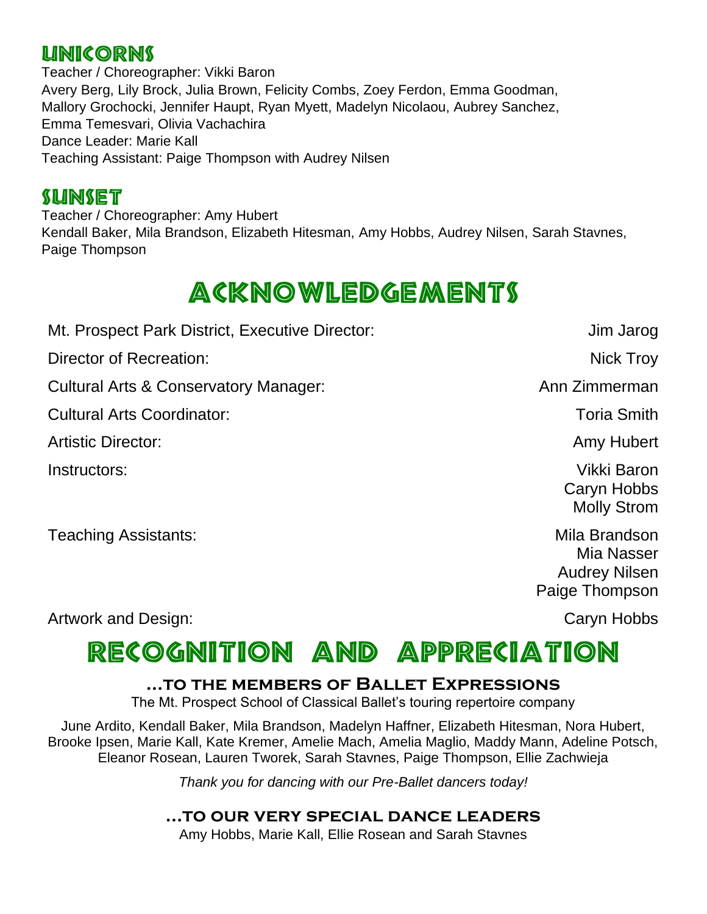## Unicorns

Teacher / Choreographer: Vikki Baron
Avery Berg, Lily Brock, Julia Brown, Felicity Combs, Zoey Ferdon, Emma Goodman, Mallory Grochocki, Jennifer Haupt, Ryan Myett, Madelyn Nicolaou, Aubrey Sanchez, Emma Temesvari, Olivia Vachachira
Dance Leader: Marie Kall
Teaching Assistant: Paige Thompson with Audrey Nilsen

## Sunset

Teacher / Choreographer: Amy Hubert
Kendall Baker, Mila Brandson, Elizabeth Hitesman, Amy Hobbs, Audrey Nilsen, Sarah Stavnes, Paige Thompson

# Acknowledgements

| | |
|---|---|
| Mt. Prospect Park District, Executive Director: | Jim Jarog |
| Director of Recreation: | Nick Troy |
| Cultural Arts & Conservatory Manager: | Ann Zimmerman |
| Cultural Arts Coordinator: | Toria Smith |
| Artistic Director: | Amy Hubert |
| Instructors: | Vikki Baron<br>Caryn Hobbs<br>Molly Strom |
| Teaching Assistants: | Mila Brandson<br>Mia Nasser<br>Audrey Nilsen<br>Paige Thompson |
| Artwork and Design: | Caryn Hobbs |

# Recognition and Appreciation

### …to the members of Ballet Expressions

The Mt. Prospect School of Classical Ballet's touring repertoire company

June Ardito, Kendall Baker, Mila Brandson, Madelyn Haffner, Elizabeth Hitesman, Nora Hubert, Brooke Ipsen, Marie Kall, Kate Kremer, Amelie Mach, Amelia Maglio, Maddy Mann, Adeline Potsch, Eleanor Rosean, Lauren Tworek, Sarah Stavnes, Paige Thompson, Ellie Zachwieja

*Thank you for dancing with our Pre-Ballet dancers today!*

### …to our very special dance leaders

Amy Hobbs, Marie Kall, Ellie Rosean and Sarah Stavnes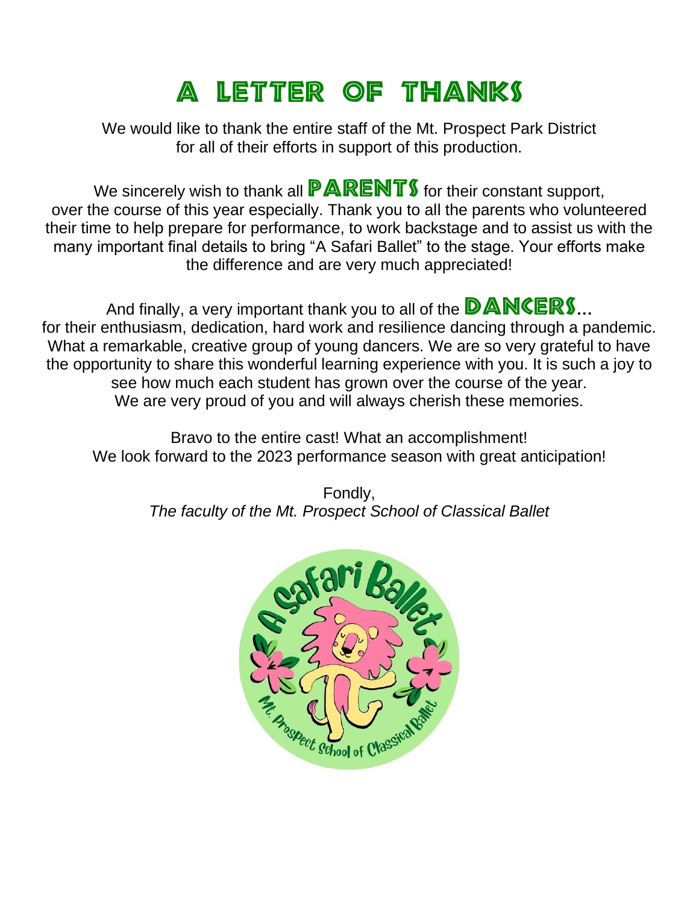# A LETTER OF THANKS

We would like to thank the entire staff of the Mt. Prospect Park District for all of their efforts in support of this production.

We sincerely wish to thank all **PARENTS** for their constant support, over the course of this year especially. Thank you to all the parents who volunteered their time to help prepare for performance, to work backstage and to assist us with the many important final details to bring "A Safari Ballet" to the stage. Your efforts make the difference and are very much appreciated!

And finally, a very important thank you to all of the **DANCERS**… for their enthusiasm, dedication, hard work and resilience dancing through a pandemic. What a remarkable, creative group of young dancers. We are so very grateful to have the opportunity to share this wonderful learning experience with you. It is such a joy to see how much each student has grown over the course of the year. We are very proud of you and will always cherish these memories.

Bravo to the entire cast! What an accomplishment!
We look forward to the 2023 performance season with great anticipation!

Fondly,
*The faculty of the Mt. Prospect School of Classical Ballet*

A Safari Ballet
Mt. Prospect School of Classical Ballet